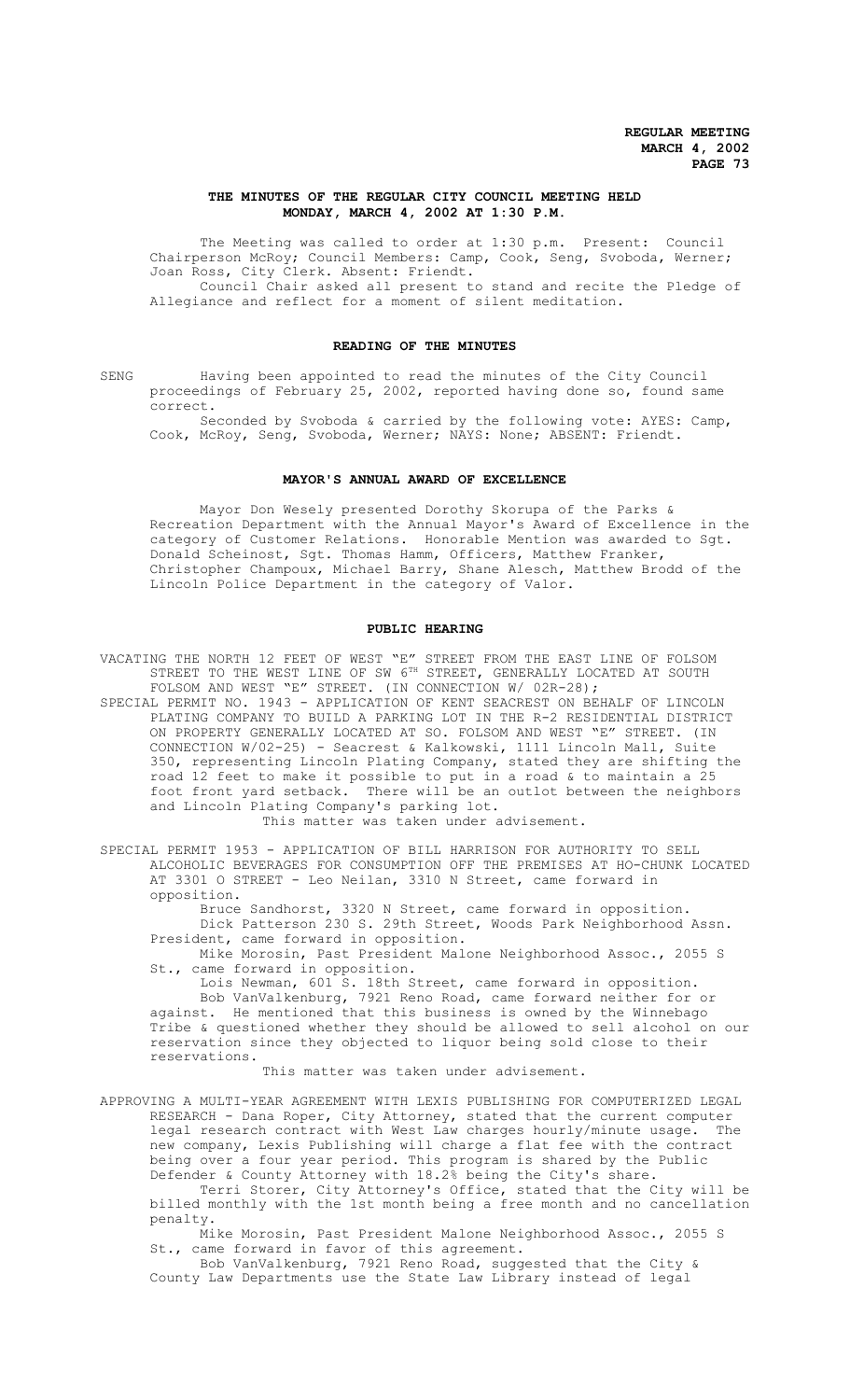# THE MINUTES OF THE REGULAR CITY COUNCIL MEETING HELD MONDAY, MARCH 4, 2002 AT 1:30 P.M.

The Meeting was called to order at 1:30 p.m. Present: Council Chairperson McRoy; Council Members: Camp, Cook, Seng, Svoboda, Werner; Joan Ross, City Clerk. Absent: Friendt.

Council Chair asked all present to stand and recite the Pledge of Allegiance and reflect for a moment of silent meditation.

## READING OF THE MINUTES

SENG Having been appointed to read the minutes of the City Council proceedings of February 25, 2002, reported having done so, found same correct.

Seconded by Svoboda & carried by the following vote: AYES: Camp, Cook, McRoy, Seng, Svoboda, Werner; NAYS: None; ABSENT: Friendt.

## MAYOR'S ANNUAL AWARD OF EXCELLENCE

Mayor Don Wesely presented Dorothy Skorupa of the Parks & Recreation Department with the Annual Mayor's Award of Excellence in the category of Customer Relations. Honorable Mention was awarded to Sgt. Donald Scheinost, Sgt. Thomas Hamm, Officers, Matthew Franker, Christopher Champoux, Michael Barry, Shane Alesch, Matthew Brodd of the Lincoln Police Department in the category of Valor.

## PUBLIC HEARING

VACATING THE NORTH 12 FEET OF WEST "E" STREET FROM THE EAST LINE OF FOLSOM STREET TO THE WEST LINE OF SW 6TH STREET, GENERALLY LOCATED AT SOUTH FOLSOM AND WEST "E" STREET. (IN CONNECTION W/ 02R-28);

SPECIAL PERMIT NO. 1943 - APPLICATION OF KENT SEACREST ON BEHALF OF LINCOLN PLATING COMPANY TO BUILD A PARKING LOT IN THE R-2 RESIDENTIAL DISTRICT ON PROPERTY GENERALLY LOCATED AT SO. FOLSOM AND WEST "E" STREET. (IN CONNECTION W/02-25) - Seacrest & Kalkowski, 1111 Lincoln Mall, Suite 350, representing Lincoln Plating Company, stated they are shifting the road 12 feet to make it possible to put in a road & to maintain a 25 foot front yard setback. There will be an outlot between the neighbors and Lincoln Plating Company's parking lot.

This matter was taken under advisement.

SPECIAL PERMIT 1953 - APPLICATION OF BILL HARRISON FOR AUTHORITY TO SELL ALCOHOLIC BEVERAGES FOR CONSUMPTION OFF THE PREMISES AT HO-CHUNK LOCATED AT 3301 O STREET - Leo Neilan, 3310 N Street, came forward in opposition.

Bruce Sandhorst, 3320 N Street, came forward in opposition.

Dick Patterson 230 S. 29th Street, Woods Park Neighborhood Assn. President, came forward in opposition.

Mike Morosin, Past President Malone Neighborhood Assoc., 2055 S St., came forward in opposition.

Lois Newman, 601 S. 18th Street, came forward in opposition.

Bob VanValkenburg, 7921 Reno Road, came forward neither for or against. He mentioned that this business is owned by the Winnebago Tribe & questioned whether they should be allowed to sell alcohol on our reservation since they objected to liquor being sold close to their reservations.

This matter was taken under advisement.

APPROVING A MULTI-YEAR AGREEMENT WITH LEXIS PUBLISHING FOR COMPUTERIZED LEGAL RESEARCH - Dana Roper, City Attorney, stated that the current computer legal research contract with West Law charges hourly/minute usage. The new company, Lexis Publishing will charge a flat fee with the contract being over a four year period. This program is shared by the Public Defender & County Attorney with 18.2% being the City's share.

Terri Storer, City Attorney's Office, stated that the City will be billed monthly with the 1st month being a free month and no cancellation penalty.

Mike Morosin, Past President Malone Neighborhood Assoc., 2055 S St., came forward in favor of this agreement.

Bob VanValkenburg, 7921 Reno Road, suggested that the City & County Law Departments use the State Law Library instead of legal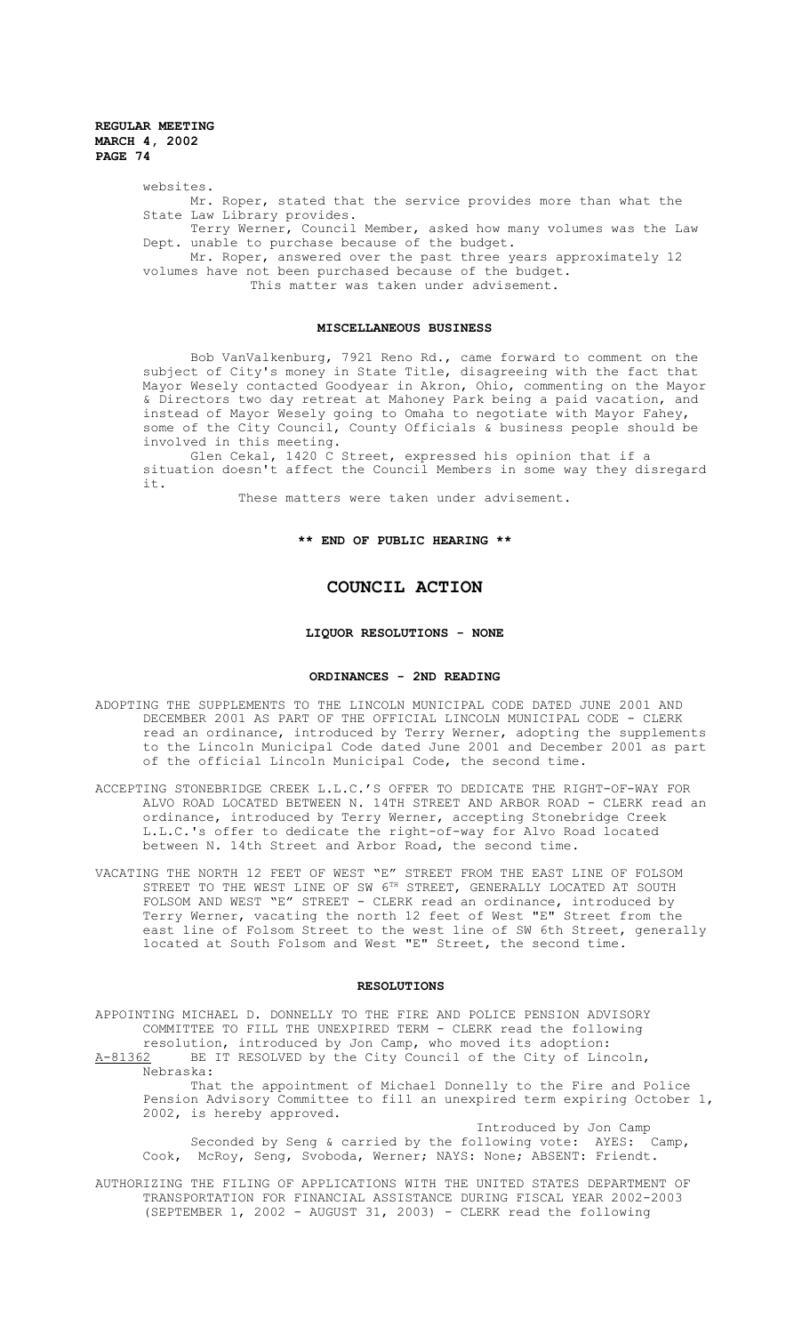websites.

Mr. Roper, stated that the service provides more than what the State Law Library provides.

Terry Werner, Council Member, asked how many volumes was the Law Dept. unable to purchase because of the budget.

Mr. Roper, answered over the past three years approximately 12 volumes have not been purchased because of the budget.

This matter was taken under advisement.

## MISCELLANEOUS BUSINESS

Bob VanValkenburg, 7921 Reno Rd., came forward to comment on the subject of City's money in State Title, disagreeing with the fact that Mayor Wesely contacted Goodyear in Akron, Ohio, commenting on the Mayor & Directors two day retreat at Mahoney Park being a paid vacation, and instead of Mayor Wesely going to Omaha to negotiate with Mayor Fahey, some of the City Council, County Officials & business people should be involved in this meeting.

Glen Cekal, 1420 C Street, expressed his opinion that if a situation doesn't affect the Council Members in some way they disregard it.

These matters were taken under advisement.

**\*\* END OF PUBLIC HEARING \*\***

# COUNCIL ACTION

## LIQUOR RESOLUTIONS - NONE

## ORDINANCES - 2ND READING

ADOPTING THE SUPPLEMENTS TO THE LINCOLN MUNICIPAL CODE DATED JUNE 2001 AND DECEMBER 2001 AS PART OF THE OFFICIAL LINCOLN MUNICIPAL CODE - CLERK read an ordinance, introduced by Terry Werner, adopting the supplements to the Lincoln Municipal Code dated June 2001 and December 2001 as part of the official Lincoln Municipal Code, the second time.

ACCEPTING STONEBRIDGE CREEK L.L.C.'S OFFER TO DEDICATE THE RIGHT-OF-WAY FOR ALVO ROAD LOCATED BETWEEN N. 14TH STREET AND ARBOR ROAD - CLERK read an ordinance, introduced by Terry Werner, accepting Stonebridge Creek L.L.C.'s offer to dedicate the right-of-way for Alvo Road located between N. 14th Street and Arbor Road, the second time.

VACATING THE NORTH 12 FEET OF WEST "E" STREET FROM THE EAST LINE OF FOLSOM STREET TO THE WEST LINE OF SW 6TH STREET, GENERALLY LOCATED AT SOUTH FOLSOM AND WEST "E" STREET - CLERK read an ordinance, introduced by Terry Werner, vacating the north 12 feet of West "E" Street from the east line of Folsom Street to the west line of SW 6th Street, generally located at South Folsom and West "E" Street, the second time.

## RESOLUTIONS

APPOINTING MICHAEL D. DONNELLY TO THE FIRE AND POLICE PENSION ADVISORY COMMITTEE TO FILL THE UNEXPIRED TERM - CLERK read the following resolution, introduced by Jon Camp, who moved its adoption:

A-81362 BE IT RESOLVED by the City Council of the City of Lincoln, Nebraska:

That the appointment of Michael Donnelly to the Fire and Police Pension Advisory Committee to fill an unexpired term expiring October 1, 2002, is hereby approved.

Introduced by Jon Camp

Seconded by Seng & carried by the following vote: AYES: Camp, Cook, McRoy, Seng, Svoboda, Werner; NAYS: None; ABSENT: Friendt.

AUTHORIZING THE FILING OF APPLICATIONS WITH THE UNITED STATES DEPARTMENT OF TRANSPORTATION FOR FINANCIAL ASSISTANCE DURING FISCAL YEAR 2002-2003 (SEPTEMBER 1, 2002 - AUGUST 31, 2003) - CLERK read the following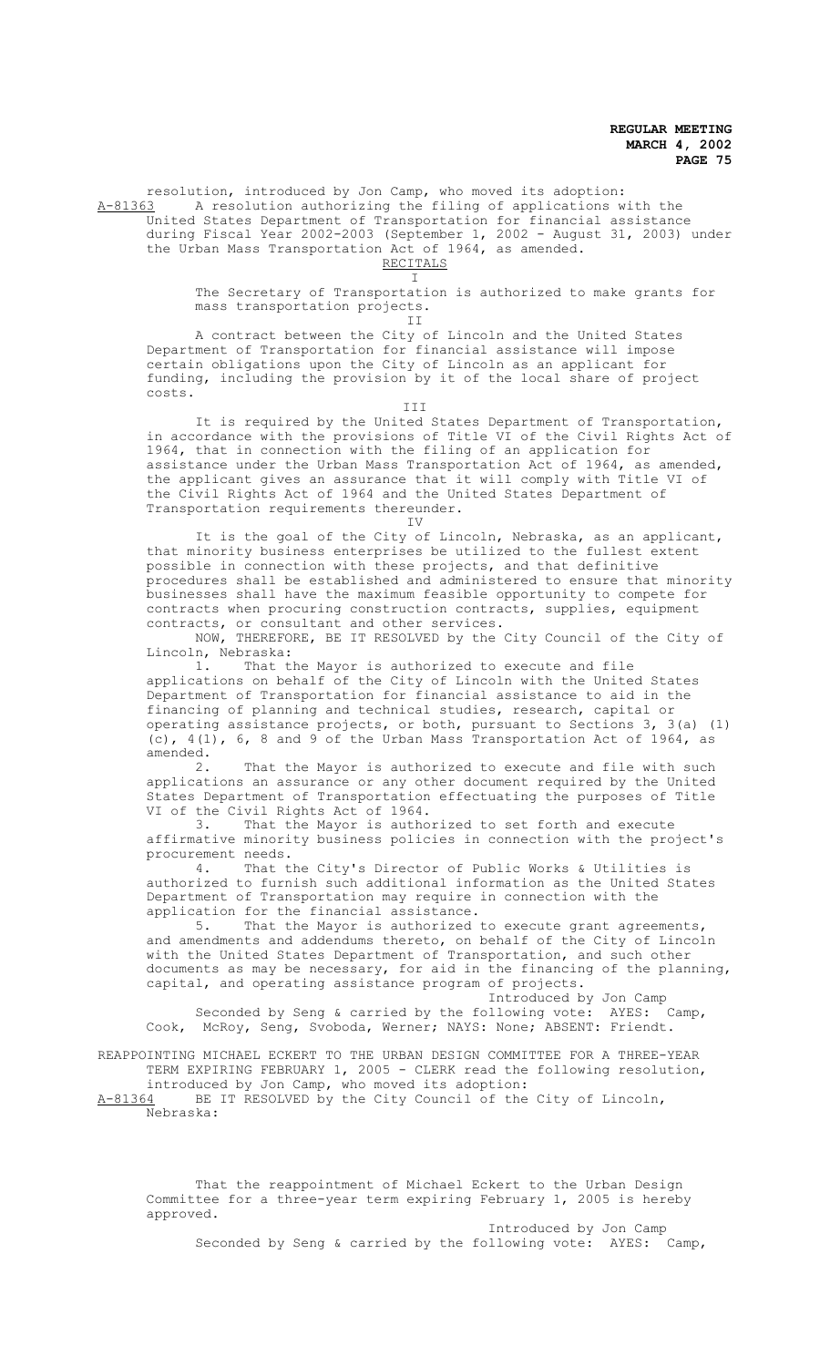resolution, introduced by Jon Camp, who moved its adoption:

A-81363 A resolution authorizing the filing of applications with the United States Department of Transportation for financial assistance during Fiscal Year 2002-2003 (September 1, 2002 - August 31, 2003) under the Urban Mass Transportation Act of 1964, as amended.

RECITALS

I

The Secretary of Transportation is authorized to make grants for mass transportation projects.

II

A contract between the City of Lincoln and the United States Department of Transportation for financial assistance will impose certain obligations upon the City of Lincoln as an applicant for funding, including the provision by it of the local share of project costs.

III

It is required by the United States Department of Transportation, in accordance with the provisions of Title VI of the Civil Rights Act of 1964, that in connection with the filing of an application for assistance under the Urban Mass Transportation Act of 1964, as amended, the applicant gives an assurance that it will comply with Title VI of the Civil Rights Act of 1964 and the United States Department of Transportation requirements thereunder.

IV

It is the goal of the City of Lincoln, Nebraska, as an applicant, that minority business enterprises be utilized to the fullest extent possible in connection with these projects, and that definitive procedures shall be established and administered to ensure that minority businesses shall have the maximum feasible opportunity to compete for contracts when procuring construction contracts, supplies, equipment contracts, or consultant and other services.

NOW, THEREFORE, BE IT RESOLVED by the City Council of the City of Lincoln, Nebraska:

1. That the Mayor is authorized to execute and file applications on behalf of the City of Lincoln with the United States Department of Transportation for financial assistance to aid in the financing of planning and technical studies, research, capital or operating assistance projects, or both, pursuant to Sections 3, 3(a) (1) (c), 4(1), 6, 8 and 9 of the Urban Mass Transportation Act of 1964, as amended.

2. That the Mayor is authorized to execute and file with such applications an assurance or any other document required by the United States Department of Transportation effectuating the purposes of Title VI of the Civil Rights Act of 1964.

3. That the Mayor is authorized to set forth and execute affirmative minority business policies in connection with the project's procurement needs.

4. That the City's Director of Public Works & Utilities is authorized to furnish such additional information as the United States Department of Transportation may require in connection with the application for the financial assistance.

5. That the Mayor is authorized to execute grant agreements, and amendments and addendums thereto, on behalf of the City of Lincoln with the United States Department of Transportation, and such other documents as may be necessary, for aid in the financing of the planning, capital, and operating assistance program of projects.

Introduced by Jon Camp

Seconded by Seng & carried by the following vote: AYES: Camp, Cook, McRoy, Seng, Svoboda, Werner; NAYS: None; ABSENT: Friendt.

REAPPOINTING MICHAEL ECKERT TO THE URBAN DESIGN COMMITTEE FOR A THREE-YEAR TERM EXPIRING FEBRUARY 1, 2005 - CLERK read the following resolution, introduced by Jon Camp, who moved its adoption:

A-81364 BE IT RESOLVED by the City Council of the City of Lincoln, Nebraska:

That the reappointment of Michael Eckert to the Urban Design Committee for a three-year term expiring February 1, 2005 is hereby approved.

Introduced by Jon Camp

Seconded by Seng & carried by the following vote: AYES: Camp,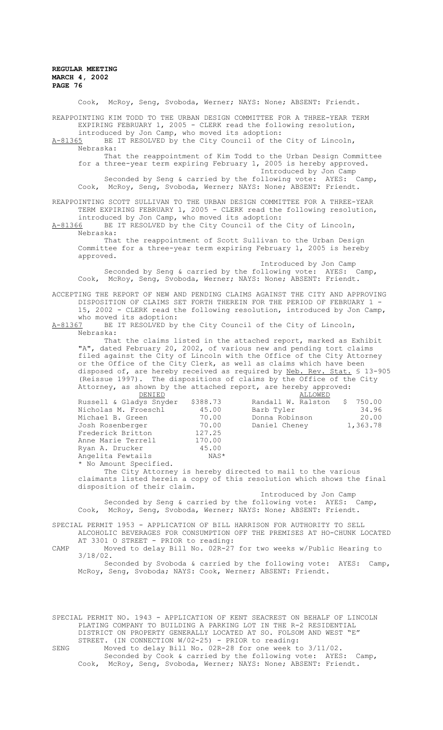Cook, McRoy, Seng, Svoboda, Werner; NAYS: None; ABSENT: Friendt.

REAPPOINTING KIM TODD TO THE URBAN DESIGN COMMITTEE FOR A THREE-YEAR TERM EXPIRING FEBRUARY 1, 2005 - CLERK read the following resolution, introduced by Jon Camp, who moved its adoption:

A-81365 BE IT RESOLVED by the City Council of the City of Lincoln, Nebraska:

That the reappointment of Kim Todd to the Urban Design Committee for a three-year term expiring February 1, 2005 is hereby approved.

Introduced by Jon Camp

Seconded by Seng & carried by the following vote: AYES: Camp, Cook, McRoy, Seng, Svoboda, Werner; NAYS: None; ABSENT: Friendt.

REAPPOINTING SCOTT SULLIVAN TO THE URBAN DESIGN COMMITTEE FOR A THREE-YEAR TERM EXPIRING FEBRUARY 1, 2005 - CLERK read the following resolution, introduced by Jon Camp, who moved its adoption:

A-81366 BE IT RESOLVED by the City Council of the City of Lincoln, Nebraska:

That the reappointment of Scott Sullivan to the Urban Design Committee for a three-year term expiring February 1, 2005 is hereby approved.

Introduced by Jon Camp

Seconded by Seng & carried by the following vote: AYES: Camp, Cook, McRoy, Seng, Svoboda, Werner; NAYS: None; ABSENT: Friendt.

ACCEPTING THE REPORT OF NEW AND PENDING CLAIMS AGAINST THE CITY AND APPROVING DISPOSITION OF CLAIMS SET FORTH THEREIN FOR THE PERIOD OF FEBRUARY 1 - 15, 2002 - CLERK read the following resolution, introduced by Jon Camp, who moved its adoption:

A-81367 BE IT RESOLVED by the City Council of the City of Lincoln, Nebraska:

That the claims listed in the attached report, marked as Exhibit "A", dated February 20, 2002, of various new and pending tort claims filed against the City of Lincoln with the Office of the City Attorney or the Office of the City Clerk, as well as claims which have been disposed of, are hereby received as required by Neb. Rev. Stat. § 13-905 (Reissue 1997). The dispositions of claims by the Office of the City Attorney, as shown by the attached report, are hereby approved:

| DENIED | | ALLOWED | |
|---|---|---|---|
| Russell & Gladys Snyder | $388.73 | Randall W. Ralston | $ 750.00 |
| Nicholas M. Froeschl | 45.00 | Barb Tyler | 34.96 |
| Michael B. Green | 70.00 | Donna Robinson | 20.00 |
| Josh Rosenberger | 70.00 | Daniel Cheney | 1,363.78 |
| Frederick Britton | 127.25 | | |
| Anne Marie Terrell | 170.00 | | |
| Ryan A. Drucker | 45.00 | | |
| Angelita Fewtails | NAS* | | |

* No Amount Specified.

The City Attorney is hereby directed to mail to the various claimants listed herein a copy of this resolution which shows the final disposition of their claim.

Introduced by Jon Camp

Seconded by Seng & carried by the following vote: AYES: Camp, Cook, McRoy, Seng, Svoboda, Werner; NAYS: None; ABSENT: Friendt.

SPECIAL PERMIT 1953 - APPLICATION OF BILL HARRISON FOR AUTHORITY TO SELL ALCOHOLIC BEVERAGES FOR CONSUMPTION OFF THE PREMISES AT HO-CHUNK LOCATED AT 3301 O STREET - PRIOR to reading:

CAMP Moved to delay Bill No. 02R-27 for two weeks w/Public Hearing to 3/18/02.

Seconded by Svoboda & carried by the following vote: AYES: Camp, McRoy, Seng, Svoboda; NAYS: Cook, Werner; ABSENT: Friendt.

SPECIAL PERMIT NO. 1943 - APPLICATION OF KENT SEACREST ON BEHALF OF LINCOLN PLATING COMPANY TO BUILDING A PARKING LOT IN THE R-2 RESIDENTIAL DISTRICT ON PROPERTY GENERALLY LOCATED AT SO. FOLSOM AND WEST "E" STREET. (IN CONNECTION W/02-25) - PRIOR to reading:

SENG Moved to delay Bill No. 02R-28 for one week to 3/11/02.

Seconded by Cook & carried by the following vote: AYES: Camp, Cook, McRoy, Seng, Svoboda, Werner; NAYS: None; ABSENT: Friendt.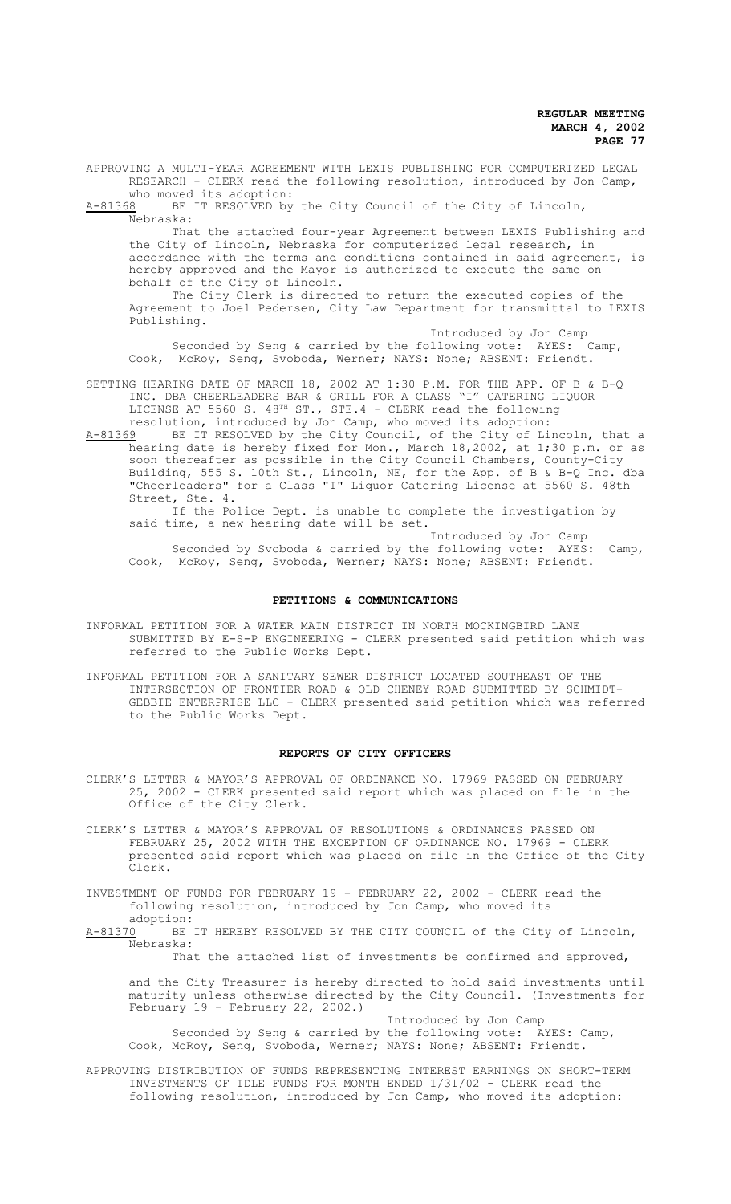APPROVING A MULTI-YEAR AGREEMENT WITH LEXIS PUBLISHING FOR COMPUTERIZED LEGAL RESEARCH - CLERK read the following resolution, introduced by Jon Camp, who moved its adoption:

A-81368 BE IT RESOLVED by the City Council of the City of Lincoln, Nebraska:

That the attached four-year Agreement between LEXIS Publishing and the City of Lincoln, Nebraska for computerized legal research, in accordance with the terms and conditions contained in said agreement, is hereby approved and the Mayor is authorized to execute the same on behalf of the City of Lincoln.

The City Clerk is directed to return the executed copies of the Agreement to Joel Pedersen, City Law Department for transmittal to LEXIS Publishing.

Introduced by Jon Camp

Seconded by Seng & carried by the following vote: AYES: Camp, Cook, McRoy, Seng, Svoboda, Werner; NAYS: None; ABSENT: Friendt.

SETTING HEARING DATE OF MARCH 18, 2002 AT 1:30 P.M. FOR THE APP. OF B & B-Q INC. DBA CHEERLEADERS BAR & GRILL FOR A CLASS "I" CATERING LIQUOR LICENSE AT 5560 S. 48TH ST., STE.4 - CLERK read the following resolution, introduced by Jon Camp, who moved its adoption:

A-81369 BE IT RESOLVED by the City Council, of the City of Lincoln, that a hearing date is hereby fixed for Mon., March 18,2002, at 1;30 p.m. or as soon thereafter as possible in the City Council Chambers, County-City Building, 555 S. 10th St., Lincoln, NE, for the App. of B & B-Q Inc. dba "Cheerleaders" for a Class "I" Liquor Catering License at 5560 S. 48th Street, Ste. 4.

If the Police Dept. is unable to complete the investigation by said time, a new hearing date will be set.

Introduced by Jon Camp

Seconded by Svoboda & carried by the following vote: AYES: Camp, Cook, McRoy, Seng, Svoboda, Werner; NAYS: None; ABSENT: Friendt.

## PETITIONS & COMMUNICATIONS

INFORMAL PETITION FOR A WATER MAIN DISTRICT IN NORTH MOCKINGBIRD LANE SUBMITTED BY E-S-P ENGINEERING - CLERK presented said petition which was referred to the Public Works Dept.

INFORMAL PETITION FOR A SANITARY SEWER DISTRICT LOCATED SOUTHEAST OF THE INTERSECTION OF FRONTIER ROAD & OLD CHENEY ROAD SUBMITTED BY SCHMIDT-GEBBIE ENTERPRISE LLC - CLERK presented said petition which was referred to the Public Works Dept.

## REPORTS OF CITY OFFICERS

CLERK'S LETTER & MAYOR'S APPROVAL OF ORDINANCE NO. 17969 PASSED ON FEBRUARY 25, 2002 - CLERK presented said report which was placed on file in the Office of the City Clerk.

CLERK'S LETTER & MAYOR'S APPROVAL OF RESOLUTIONS & ORDINANCES PASSED ON FEBRUARY 25, 2002 WITH THE EXCEPTION OF ORDINANCE NO. 17969 - CLERK presented said report which was placed on file in the Office of the City Clerk.

INVESTMENT OF FUNDS FOR FEBRUARY 19 - FEBRUARY 22, 2002 - CLERK read the following resolution, introduced by Jon Camp, who moved its adoption:

A-81370 BE IT HEREBY RESOLVED BY THE CITY COUNCIL of the City of Lincoln, Nebraska:

That the attached list of investments be confirmed and approved, and the City Treasurer is hereby directed to hold said investments until maturity unless otherwise directed by the City Council. (Investments for February 19 - February 22, 2002.)

Introduced by Jon Camp

Seconded by Seng & carried by the following vote: AYES: Camp, Cook, McRoy, Seng, Svoboda, Werner; NAYS: None; ABSENT: Friendt.

APPROVING DISTRIBUTION OF FUNDS REPRESENTING INTEREST EARNINGS ON SHORT-TERM INVESTMENTS OF IDLE FUNDS FOR MONTH ENDED 1/31/02 - CLERK read the following resolution, introduced by Jon Camp, who moved its adoption: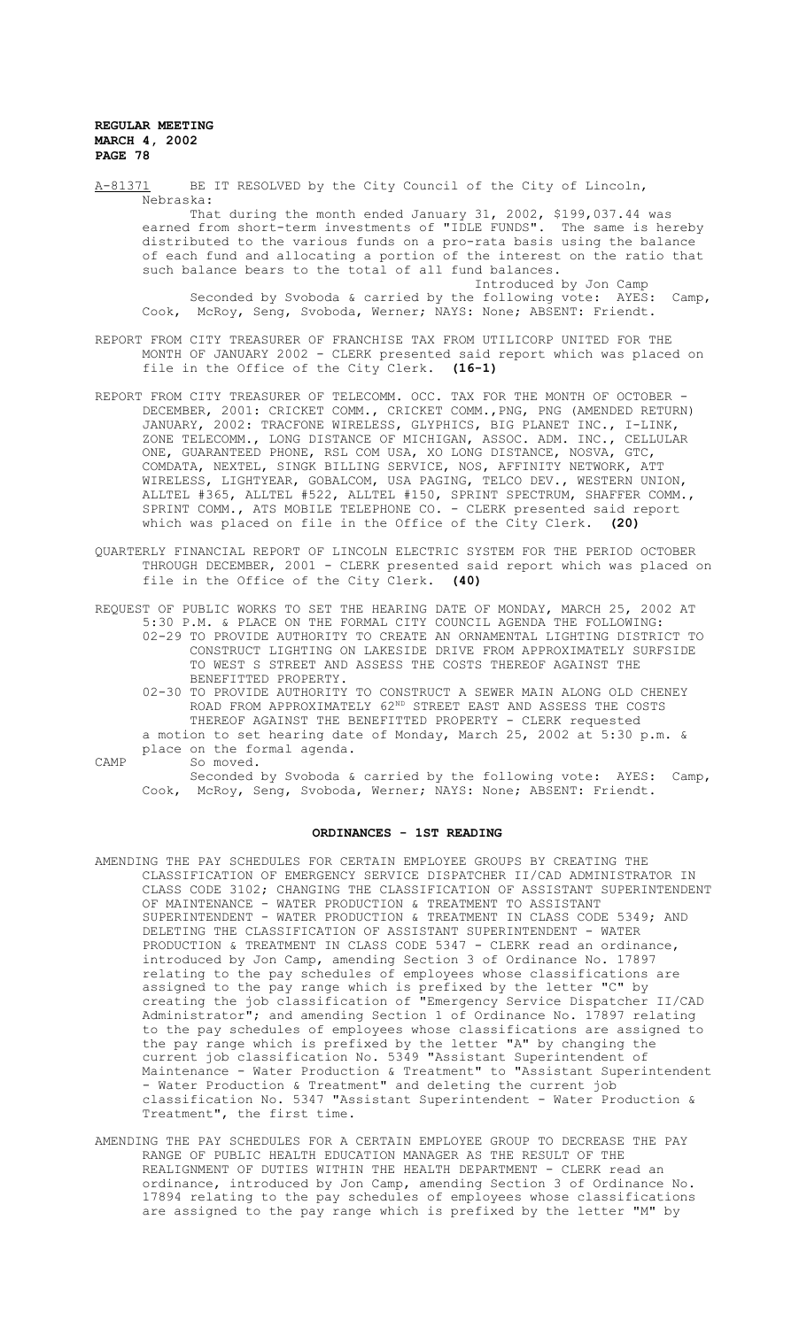A-81371 BE IT RESOLVED by the City Council of the City of Lincoln, Nebraska:

That during the month ended January 31, 2002, $199,037.44 was earned from short-term investments of "IDLE FUNDS". The same is hereby distributed to the various funds on a pro-rata basis using the balance of each fund and allocating a portion of the interest on the ratio that such balance bears to the total of all fund balances.

Introduced by Jon Camp

Seconded by Svoboda & carried by the following vote: AYES: Camp, Cook, McRoy, Seng, Svoboda, Werner; NAYS: None; ABSENT: Friendt.

REPORT FROM CITY TREASURER OF FRANCHISE TAX FROM UTILICORP UNITED FOR THE MONTH OF JANUARY 2002 - CLERK presented said report which was placed on file in the Office of the City Clerk. **(16-1)**

REPORT FROM CITY TREASURER OF TELECOMM. OCC. TAX FOR THE MONTH OF OCTOBER - DECEMBER, 2001: CRICKET COMM., CRICKET COMM.,PNG, PNG (AMENDED RETURN) JANUARY, 2002: TRACFONE WIRELESS, GLYPHICS, BIG PLANET INC., I-LINK, ZONE TELECOMM., LONG DISTANCE OF MICHIGAN, ASSOC. ADM. INC., CELLULAR ONE, GUARANTEED PHONE, RSL COM USA, XO LONG DISTANCE, NOSVA, GTC, COMDATA, NEXTEL, SINGK BILLING SERVICE, NOS, AFFINITY NETWORK, ATT WIRELESS, LIGHTYEAR, GOBALCOM, USA PAGING, TELCO DEV., WESTERN UNION, ALLTEL #365, ALLTEL #522, ALLTEL #150, SPRINT SPECTRUM, SHAFFER COMM., SPRINT COMM., ATS MOBILE TELEPHONE CO. - CLERK presented said report which was placed on file in the Office of the City Clerk. **(20)**

QUARTERLY FINANCIAL REPORT OF LINCOLN ELECTRIC SYSTEM FOR THE PERIOD OCTOBER THROUGH DECEMBER, 2001 - CLERK presented said report which was placed on file in the Office of the City Clerk. **(40)**

REQUEST OF PUBLIC WORKS TO SET THE HEARING DATE OF MONDAY, MARCH 25, 2002 AT 5:30 P.M. & PLACE ON THE FORMAL CITY COUNCIL AGENDA THE FOLLOWING:

02-29 TO PROVIDE AUTHORITY TO CREATE AN ORNAMENTAL LIGHTING DISTRICT TO CONSTRUCT LIGHTING ON LAKESIDE DRIVE FROM APPROXIMATELY SURFSIDE TO WEST S STREET AND ASSESS THE COSTS THEREOF AGAINST THE BENEFITTED PROPERTY.

02-30 TO PROVIDE AUTHORITY TO CONSTRUCT A SEWER MAIN ALONG OLD CHENEY ROAD FROM APPROXIMATELY 62ND STREET EAST AND ASSESS THE COSTS THEREOF AGAINST THE BENEFITTED PROPERTY - CLERK requested a motion to set hearing date of Monday, March 25, 2002 at 5:30 p.m. & place on the formal agenda.

CAMP So moved.

Seconded by Svoboda & carried by the following vote: AYES: Camp, Cook, McRoy, Seng, Svoboda, Werner; NAYS: None; ABSENT: Friendt.

## ORDINANCES - 1ST READING

AMENDING THE PAY SCHEDULES FOR CERTAIN EMPLOYEE GROUPS BY CREATING THE CLASSIFICATION OF EMERGENCY SERVICE DISPATCHER II/CAD ADMINISTRATOR IN CLASS CODE 3102; CHANGING THE CLASSIFICATION OF ASSISTANT SUPERINTENDENT OF MAINTENANCE - WATER PRODUCTION & TREATMENT TO ASSISTANT SUPERINTENDENT - WATER PRODUCTION & TREATMENT IN CLASS CODE 5349; AND DELETING THE CLASSIFICATION OF ASSISTANT SUPERINTENDENT - WATER PRODUCTION & TREATMENT IN CLASS CODE 5347 - CLERK read an ordinance, introduced by Jon Camp, amending Section 3 of Ordinance No. 17897 relating to the pay schedules of employees whose classifications are assigned to the pay range which is prefixed by the letter "C" by creating the job classification of "Emergency Service Dispatcher II/CAD Administrator"; and amending Section 1 of Ordinance No. 17897 relating to the pay schedules of employees whose classifications are assigned to the pay range which is prefixed by the letter "A" by changing the current job classification No. 5349 "Assistant Superintendent of Maintenance - Water Production & Treatment" to "Assistant Superintendent - Water Production & Treatment" and deleting the current job classification No. 5347 "Assistant Superintendent - Water Production & Treatment", the first time.

AMENDING THE PAY SCHEDULES FOR A CERTAIN EMPLOYEE GROUP TO DECREASE THE PAY RANGE OF PUBLIC HEALTH EDUCATION MANAGER AS THE RESULT OF THE REALIGNMENT OF DUTIES WITHIN THE HEALTH DEPARTMENT - CLERK read an ordinance, introduced by Jon Camp, amending Section 3 of Ordinance No. 17894 relating to the pay schedules of employees whose classifications are assigned to the pay range which is prefixed by the letter "M" by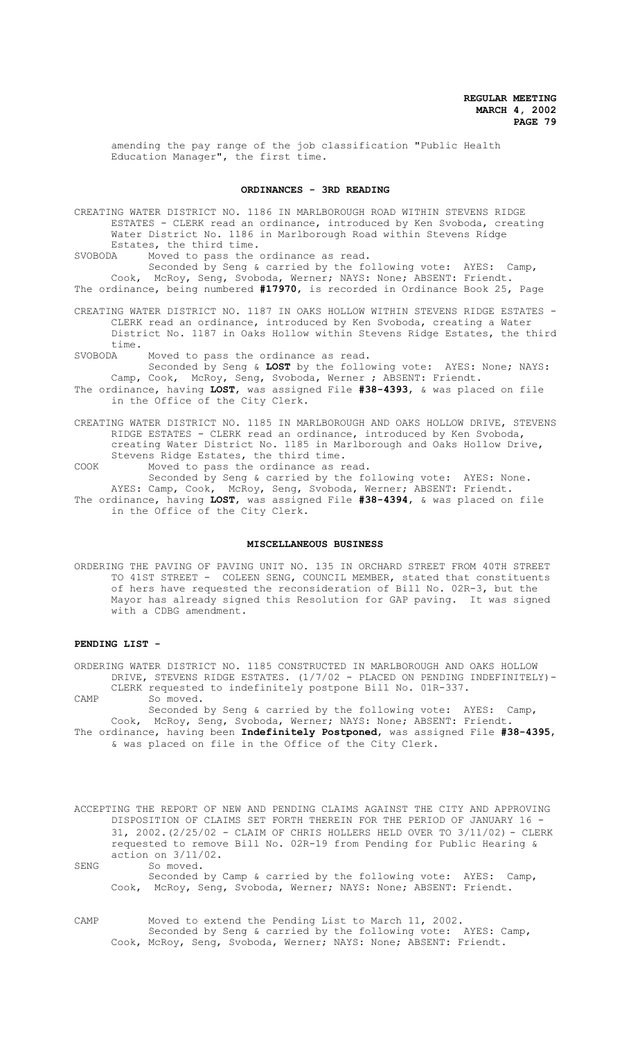amending the pay range of the job classification "Public Health Education Manager", the first time.

## ORDINANCES - 3RD READING

CREATING WATER DISTRICT NO. 1186 IN MARLBOROUGH ROAD WITHIN STEVENS RIDGE ESTATES - CLERK read an ordinance, introduced by Ken Svoboda, creating Water District No. 1186 in Marlborough Road within Stevens Ridge Estates, the third time.

SVOBODA Moved to pass the ordinance as read.
Seconded by Seng & carried by the following vote: AYES: Camp, Cook, McRoy, Seng, Svoboda, Werner; NAYS: None; ABSENT: Friendt.

The ordinance, being numbered **#17970**, is recorded in Ordinance Book 25, Page

CREATING WATER DISTRICT NO. 1187 IN OAKS HOLLOW WITHIN STEVENS RIDGE ESTATES - CLERK read an ordinance, introduced by Ken Svoboda, creating a Water District No. 1187 in Oaks Hollow within Stevens Ridge Estates, the third time.

SVOBODA Moved to pass the ordinance as read.
Seconded by Seng & **LOST** by the following vote: AYES: None; NAYS: Camp, Cook, McRoy, Seng, Svoboda, Werner ; ABSENT: Friendt.

The ordinance, having **LOST**, was assigned File **#38-4393**, & was placed on file in the Office of the City Clerk.

CREATING WATER DISTRICT NO. 1185 IN MARLBOROUGH AND OAKS HOLLOW DRIVE, STEVENS RIDGE ESTATES - CLERK read an ordinance, introduced by Ken Svoboda, creating Water District No. 1185 in Marlborough and Oaks Hollow Drive, Stevens Ridge Estates, the third time.

COOK Moved to pass the ordinance as read.
Seconded by Seng & carried by the following vote: AYES: None. AYES: Camp, Cook, McRoy, Seng, Svoboda, Werner; ABSENT: Friendt.

The ordinance, having **LOST**, was assigned File **#38-4394**, & was placed on file in the Office of the City Clerk.

## MISCELLANEOUS BUSINESS

ORDERING THE PAVING OF PAVING UNIT NO. 135 IN ORCHARD STREET FROM 40TH STREET TO 41ST STREET - COLEEN SENG, COUNCIL MEMBER, stated that constituents of hers have requested the reconsideration of Bill No. 02R-3, but the Mayor has already signed this Resolution for GAP paving. It was signed with a CDBG amendment.

## PENDING LIST -

ORDERING WATER DISTRICT NO. 1185 CONSTRUCTED IN MARLBOROUGH AND OAKS HOLLOW DRIVE, STEVENS RIDGE ESTATES. (1/7/02 - PLACED ON PENDING INDEFINITELY)- CLERK requested to indefinitely postpone Bill No. 01R-337.

CAMP So moved.
Seconded by Seng & carried by the following vote: AYES: Camp, Cook, McRoy, Seng, Svoboda, Werner; NAYS: None; ABSENT: Friendt.

The ordinance, having been **Indefinitely Postponed**, was assigned File **#38-4395**, & was placed on file in the Office of the City Clerk.

ACCEPTING THE REPORT OF NEW AND PENDING CLAIMS AGAINST THE CITY AND APPROVING DISPOSITION OF CLAIMS SET FORTH THEREIN FOR THE PERIOD OF JANUARY 16 - 31, 2002.(2/25/02 - CLAIM OF CHRIS HOLLERS HELD OVER TO 3/11/02) - CLERK requested to remove Bill No. 02R-19 from Pending for Public Hearing & action on 3/11/02.

SENG So moved.
Seconded by Camp & carried by the following vote: AYES: Camp, Cook, McRoy, Seng, Svoboda, Werner; NAYS: None; ABSENT: Friendt.

CAMP Moved to extend the Pending List to March 11, 2002.
Seconded by Seng & carried by the following vote: AYES: Camp, Cook, McRoy, Seng, Svoboda, Werner; NAYS: None; ABSENT: Friendt.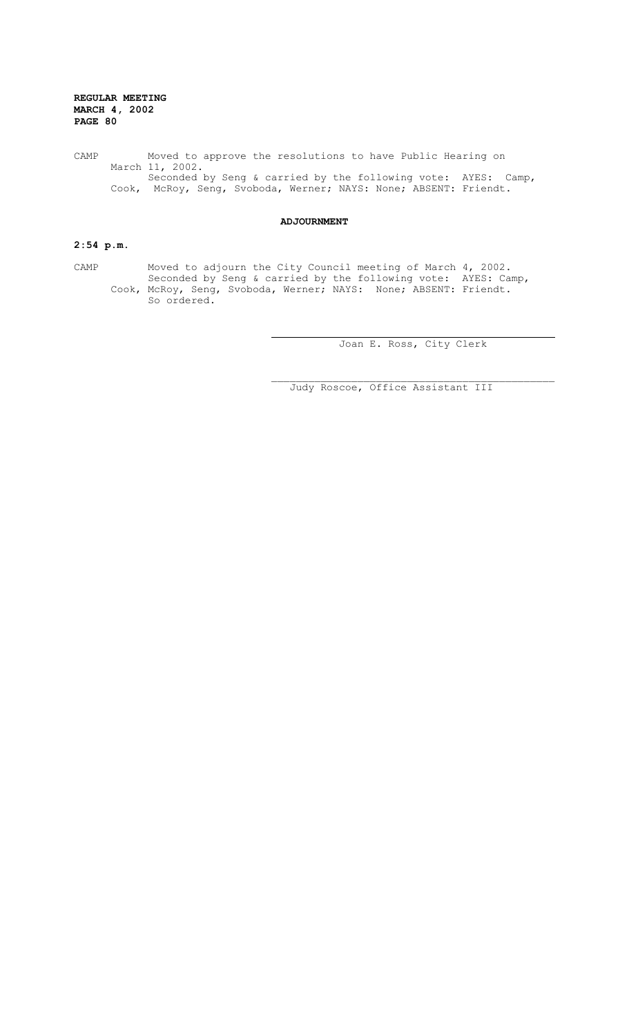CAMP Moved to approve the resolutions to have Public Hearing on March 11, 2002.
Seconded by Seng & carried by the following vote: AYES: Camp, Cook, McRoy, Seng, Svoboda, Werner; NAYS: None; ABSENT: Friendt.

## ADJOURNMENT

**2:54 p.m.**

CAMP Moved to adjourn the City Council meeting of March 4, 2002.
Seconded by Seng & carried by the following vote: AYES: Camp, Cook, McRoy, Seng, Svoboda, Werner; NAYS: None; ABSENT: Friendt.
So ordered.

Joan E. Ross, City Clerk

Judy Roscoe, Office Assistant III